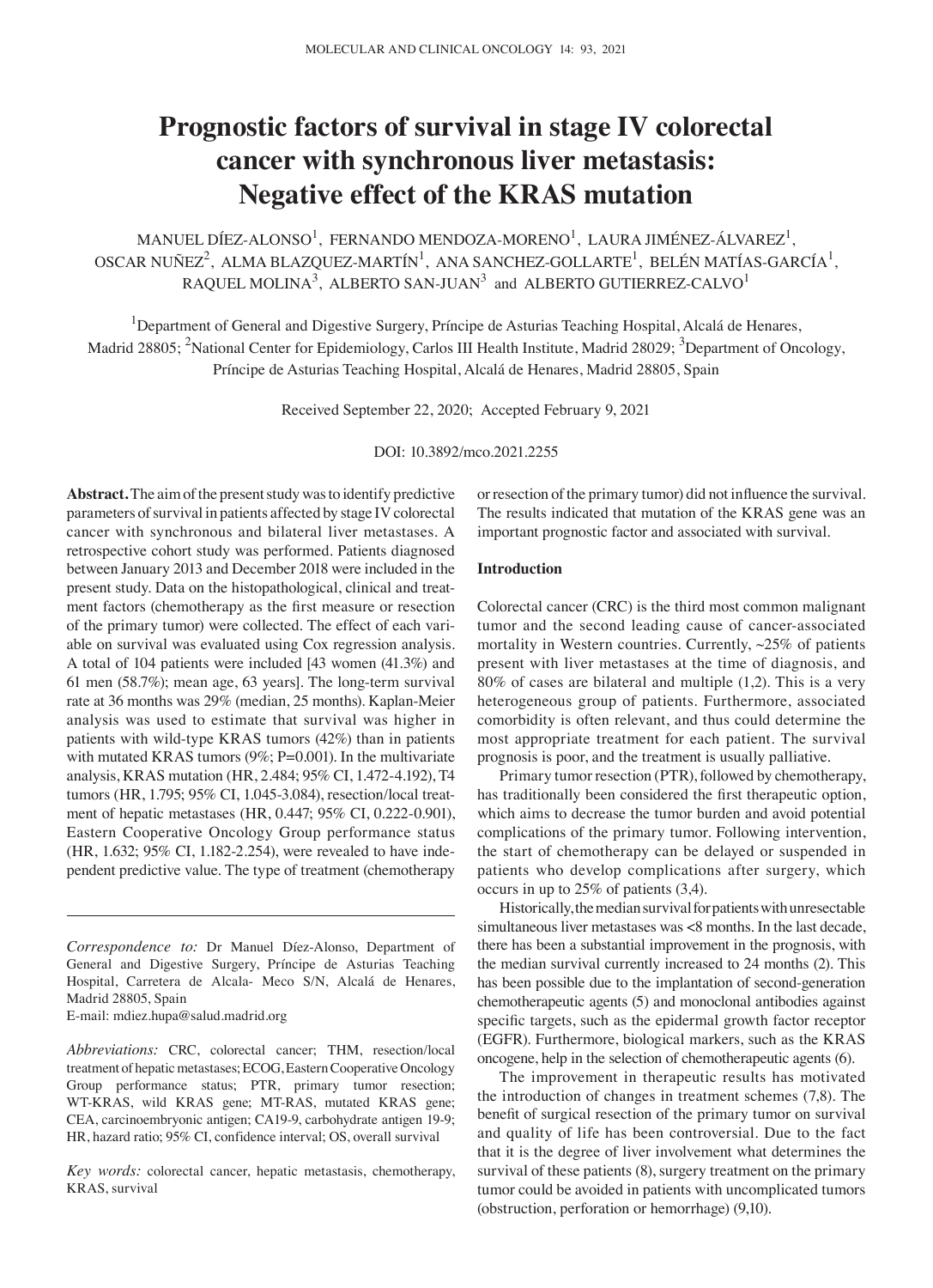# Prognostic factors of survival in stage IV colorectal cancer with synchronous liver metastasis: Negative effect of the KRAS mutation

MANUEL DÍEZ-ALONSO[1], FERNANDO MENDOZA-MORENO[1], LAURA JIMÉNEZ-ÁLVAREZ[1], OSCAR NUÑEZ[2], ALMA BLAZQUEZ-MARTÍN[1], ANA SANCHEZ-GOLLARTE[1], BELÉN MATÍAS-GARCÍA[1], RAQUEL MOLINA[3], ALBERTO SAN-JUAN[3] and ALBERTO GUTIERREZ-CALVO[1]

[1]Department of General and Digestive Surgery, Príncipe de Asturias Teaching Hospital, Alcalá de Henares, Madrid 28805; [2]National Center for Epidemiology, Carlos III Health Institute, Madrid 28029; [3]Department of Oncology, Príncipe de Asturias Teaching Hospital, Alcalá de Henares, Madrid 28805, Spain

Received September 22, 2020; Accepted February 9, 2021

DOI: 10.3892/mco.2021.2255

**Abstract.** The aim of the present study was to identify predictive parameters of survival in patients affected by stage IV colorectal cancer with synchronous and bilateral liver metastases. A retrospective cohort study was performed. Patients diagnosed between January 2013 and December 2018 were included in the present study. Data on the histopathological, clinical and treatment factors (chemotherapy as the first measure or resection of the primary tumor) were collected. The effect of each variable on survival was evaluated using Cox regression analysis. A total of 104 patients were included [43 women (41.3%) and 61 men (58.7%); mean age, 63 years]. The long-term survival rate at 36 months was 29% (median, 25 months). Kaplan-Meier analysis was used to estimate that survival was higher in patients with wild-type KRAS tumors (42%) than in patients with mutated KRAS tumors (9%; P=0.001). In the multivariate analysis, KRAS mutation (HR, 2.484; 95% CI, 1.472-4.192), T4 tumors (HR, 1.795; 95% CI, 1.045-3.084), resection/local treatment of hepatic metastases (HR, 0.447; 95% CI, 0.222-0.901), Eastern Cooperative Oncology Group performance status (HR, 1.632; 95% CI, 1.182-2.254), were revealed to have independent predictive value. The type of treatment (chemotherapy or resection of the primary tumor) did not influence the survival. The results indicated that mutation of the KRAS gene was an important prognostic factor and associated with survival.

*Correspondence to:* Dr Manuel Díez-Alonso, Department of General and Digestive Surgery, Príncipe de Asturias Teaching Hospital, Carretera de Alcala- Meco S/N, Alcalá de Henares, Madrid 28805, Spain
E-mail: mdiez.hupa@salud.madrid.org

*Abbreviations:* CRC, colorectal cancer; THM, resection/local treatment of hepatic metastases; ECOG, Eastern Cooperative Oncology Group performance status; PTR, primary tumor resection; WT-KRAS, wild KRAS gene; MT-RAS, mutated KRAS gene; CEA, carcinoembryonic antigen; CA19-9, carbohydrate antigen 19-9; HR, hazard ratio; 95% CI, confidence interval; OS, overall survival

*Key words:* colorectal cancer, hepatic metastasis, chemotherapy, KRAS, survival

## Introduction

Colorectal cancer (CRC) is the third most common malignant tumor and the second leading cause of cancer-associated mortality in Western countries. Currently, ~25% of patients present with liver metastases at the time of diagnosis, and 80% of cases are bilateral and multiple (1,2). This is a very heterogeneous group of patients. Furthermore, associated comorbidity is often relevant, and thus could determine the most appropriate treatment for each patient. The survival prognosis is poor, and the treatment is usually palliative.

Primary tumor resection (PTR), followed by chemotherapy, has traditionally been considered the first therapeutic option, which aims to decrease the tumor burden and avoid potential complications of the primary tumor. Following intervention, the start of chemotherapy can be delayed or suspended in patients who develop complications after surgery, which occurs in up to 25% of patients (3,4).

Historically, the median survival for patients with unresectable simultaneous liver metastases was <8 months. In the last decade, there has been a substantial improvement in the prognosis, with the median survival currently increased to 24 months (2). This has been possible due to the implantation of second-generation chemotherapeutic agents (5) and monoclonal antibodies against specific targets, such as the epidermal growth factor receptor (EGFR). Furthermore, biological markers, such as the KRAS oncogene, help in the selection of chemotherapeutic agents (6).

The improvement in therapeutic results has motivated the introduction of changes in treatment schemes (7,8). The benefit of surgical resection of the primary tumor on survival and quality of life has been controversial. Due to the fact that it is the degree of liver involvement what determines the survival of these patients (8), surgery treatment on the primary tumor could be avoided in patients with uncomplicated tumors (obstruction, perforation or hemorrhage) (9,10).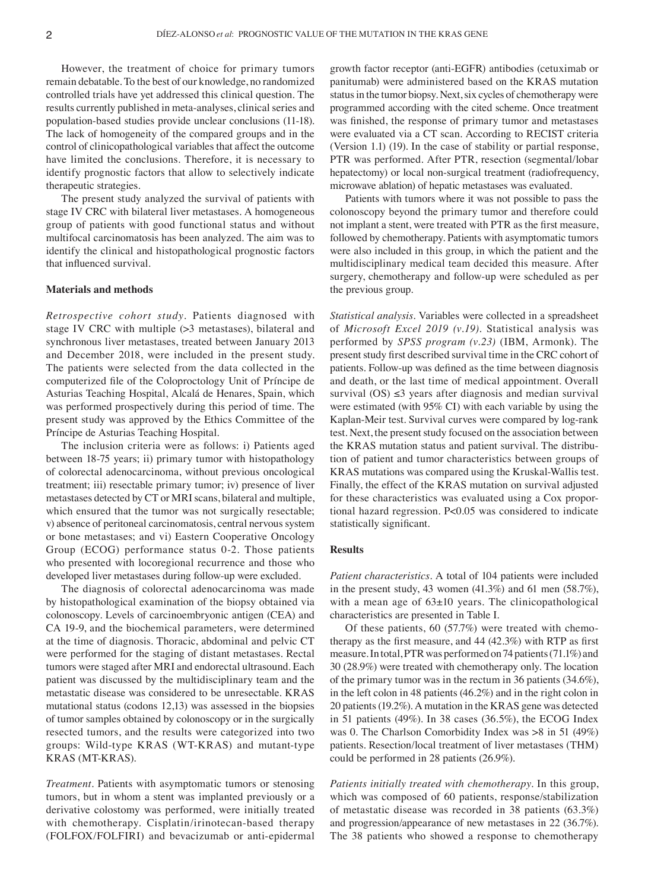However, the treatment of choice for primary tumors remain debatable. To the best of our knowledge, no randomized controlled trials have yet addressed this clinical question. The results currently published in meta-analyses, clinical series and population-based studies provide unclear conclusions (11-18). The lack of homogeneity of the compared groups and in the control of clinicopathological variables that affect the outcome have limited the conclusions. Therefore, it is necessary to identify prognostic factors that allow to selectively indicate therapeutic strategies.

The present study analyzed the survival of patients with stage IV CRC with bilateral liver metastases. A homogeneous group of patients with good functional status and without multifocal carcinomatosis has been analyzed. The aim was to identify the clinical and histopathological prognostic factors that influenced survival.

## Materials and methods

*Retrospective cohort study.* Patients diagnosed with stage IV CRC with multiple (>3 metastases), bilateral and synchronous liver metastases, treated between January 2013 and December 2018, were included in the present study. The patients were selected from the data collected in the computerized file of the Coloproctology Unit of Príncipe de Asturias Teaching Hospital, Alcalá de Henares, Spain, which was performed prospectively during this period of time. The present study was approved by the Ethics Committee of the Príncipe de Asturias Teaching Hospital.

The inclusion criteria were as follows: i) Patients aged between 18-75 years; ii) primary tumor with histopathology of colorectal adenocarcinoma, without previous oncological treatment; iii) resectable primary tumor; iv) presence of liver metastases detected by CT or MRI scans, bilateral and multiple, which ensured that the tumor was not surgically resectable; v) absence of peritoneal carcinomatosis, central nervous system or bone metastases; and vi) Eastern Cooperative Oncology Group (ECOG) performance status 0-2. Those patients who presented with locoregional recurrence and those who developed liver metastases during follow-up were excluded.

The diagnosis of colorectal adenocarcinoma was made by histopathological examination of the biopsy obtained via colonoscopy. Levels of carcinoembryonic antigen (CEA) and CA 19-9, and the biochemical parameters, were determined at the time of diagnosis. Thoracic, abdominal and pelvic CT were performed for the staging of distant metastases. Rectal tumors were staged after MRI and endorectal ultrasound. Each patient was discussed by the multidisciplinary team and the metastatic disease was considered to be unresectable. KRAS mutational status (codons 12,13) was assessed in the biopsies of tumor samples obtained by colonoscopy or in the surgically resected tumors, and the results were categorized into two groups: Wild-type KRAS (WT-KRAS) and mutant-type KRAS (MT-KRAS).

*Treatment.* Patients with asymptomatic tumors or stenosing tumors, but in whom a stent was implanted previously or a derivative colostomy was performed, were initially treated with chemotherapy. Cisplatin/irinotecan-based therapy (FOLFOX/FOLFIRI) and bevacizumab or anti-epidermal growth factor receptor (anti-EGFR) antibodies (cetuximab or panitumab) were administered based on the KRAS mutation status in the tumor biopsy. Next, six cycles of chemotherapy were programmed according with the cited scheme. Once treatment was finished, the response of primary tumor and metastases were evaluated via a CT scan. According to RECIST criteria (Version 1.1) (19). In the case of stability or partial response, PTR was performed. After PTR, resection (segmental/lobar hepatectomy) or local non-surgical treatment (radiofrequency, microwave ablation) of hepatic metastases was evaluated.

Patients with tumors where it was not possible to pass the colonoscopy beyond the primary tumor and therefore could not implant a stent, were treated with PTR as the first measure, followed by chemotherapy. Patients with asymptomatic tumors were also included in this group, in which the patient and the multidisciplinary medical team decided this measure. After surgery, chemotherapy and follow-up were scheduled as per the previous group.

*Statistical analysis.* Variables were collected in a spreadsheet of *Microsoft Excel 2019 (v.19).* Statistical analysis was performed by *SPSS program (v.23)* (IBM, Armonk). The present study first described survival time in the CRC cohort of patients. Follow-up was defined as the time between diagnosis and death, or the last time of medical appointment. Overall survival (OS) ≤3 years after diagnosis and median survival were estimated (with 95% CI) with each variable by using the Kaplan-Meir test. Survival curves were compared by log-rank test. Next, the present study focused on the association between the KRAS mutation status and patient survival. The distribution of patient and tumor characteristics between groups of KRAS mutations was compared using the Kruskal-Wallis test. Finally, the effect of the KRAS mutation on survival adjusted for these characteristics was evaluated using a Cox proportional hazard regression. $P<0.05$ was considered to indicate statistically significant.

## Results

*Patient characteristics.* A total of 104 patients were included in the present study, 43 women (41.3%) and 61 men (58.7%), with a mean age of 63±10 years. The clinicopathological characteristics are presented in Table I.

Of these patients, 60 (57.7%) were treated with chemotherapy as the first measure, and 44 (42.3%) with RTP as first measure. In total, PTR was performed on 74 patients (71.1%) and 30 (28.9%) were treated with chemotherapy only. The location of the primary tumor was in the rectum in 36 patients (34.6%), in the left colon in 48 patients (46.2%) and in the right colon in 20 patients (19.2%). A mutation in the KRAS gene was detected in 51 patients (49%). In 38 cases (36.5%), the ECOG Index was 0. The Charlson Comorbidity Index was >8 in 51 (49%) patients. Resection/local treatment of liver metastases (THM) could be performed in 28 patients (26.9%).

*Patients initially treated with chemotherapy.* In this group, which was composed of 60 patients, response/stabilization of metastatic disease was recorded in 38 patients (63.3%) and progression/appearance of new metastases in 22 (36.7%). The 38 patients who showed a response to chemotherapy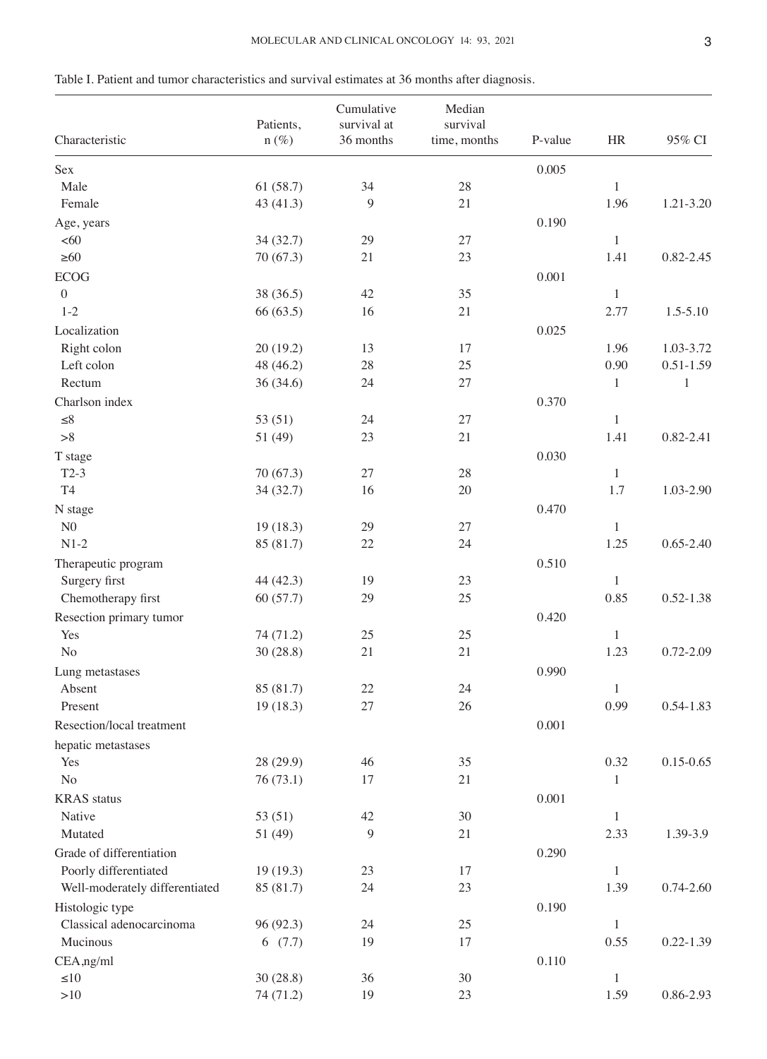Table I. Patient and tumor characteristics and survival estimates at 36 months after diagnosis.

| Characteristic | Patients, n (%) | Cumulative survival at 36 months | Median survival time, months | P-value | HR | 95% CI |
|---|---|---|---|---|---|---|
| Sex | | | | 0.005 | | |
| Male | 61 (58.7) | 34 | 28 | | 1 | |
| Female | 43 (41.3) | 9 | 21 | | 1.96 | 1.21-3.20 |
| Age, years | | | | 0.190 | | |
| <60 | 34 (32.7) | 29 | 27 | | 1 | |
| ≥60 | 70 (67.3) | 21 | 23 | | 1.41 | 0.82-2.45 |
| ECOG | | | | 0.001 | | |
| 0 | 38 (36.5) | 42 | 35 | | 1 | |
| 1-2 | 66 (63.5) | 16 | 21 | | 2.77 | 1.5-5.10 |
| Localization | | | | 0.025 | | |
| Right colon | 20 (19.2) | 13 | 17 | | 1.96 | 1.03-3.72 |
| Left colon | 48 (46.2) | 28 | 25 | | 0.90 | 0.51-1.59 |
| Rectum | 36 (34.6) | 24 | 27 | | 1 | 1 |
| Charlson index | | | | 0.370 | | |
| ≤8 | 53 (51) | 24 | 27 | | 1 | |
| >8 | 51 (49) | 23 | 21 | | 1.41 | 0.82-2.41 |
| T stage | | | | 0.030 | | |
| T2-3 | 70 (67.3) | 27 | 28 | | 1 | |
| T4 | 34 (32.7) | 16 | 20 | | 1.7 | 1.03-2.90 |
| N stage | | | | 0.470 | | |
| N0 | 19 (18.3) | 29 | 27 | | 1 | |
| N1-2 | 85 (81.7) | 22 | 24 | | 1.25 | 0.65-2.40 |
| Therapeutic program | | | | 0.510 | | |
| Surgery first | 44 (42.3) | 19 | 23 | | 1 | |
| Chemotherapy first | 60 (57.7) | 29 | 25 | | 0.85 | 0.52-1.38 |
| Resection primary tumor | | | | 0.420 | | |
| Yes | 74 (71.2) | 25 | 25 | | 1 | |
| No | 30 (28.8) | 21 | 21 | | 1.23 | 0.72-2.09 |
| Lung metastases | | | | 0.990 | | |
| Absent | 85 (81.7) | 22 | 24 | | 1 | |
| Present | 19 (18.3) | 27 | 26 | | 0.99 | 0.54-1.83 |
| Resection/local treatment hepatic metastases | | | | 0.001 | | |
| Yes | 28 (29.9) | 46 | 35 | | 0.32 | 0.15-0.65 |
| No | 76 (73.1) | 17 | 21 | | 1 | |
| KRAS status | | | | 0.001 | | |
| Native | 53 (51) | 42 | 30 | | 1 | |
| Mutated | 51 (49) | 9 | 21 | | 2.33 | 1.39-3.9 |
| Grade of differentiation | | | | 0.290 | | |
| Poorly differentiated | 19 (19.3) | 23 | 17 | | 1 | |
| Well-moderately differentiated | 85 (81.7) | 24 | 23 | | 1.39 | 0.74-2.60 |
| Histologic type | | | | 0.190 | | |
| Classical adenocarcinoma | 96 (92.3) | 24 | 25 | | 1 | |
| Mucinous | 6 (7.7) | 19 | 17 | | 0.55 | 0.22-1.39 |
| CEA,ng/ml | | | | 0.110 | | |
| ≤10 | 30 (28.8) | 36 | 30 | | 1 | |
| >10 | 74 (71.2) | 19 | 23 | | 1.59 | 0.86-2.93 |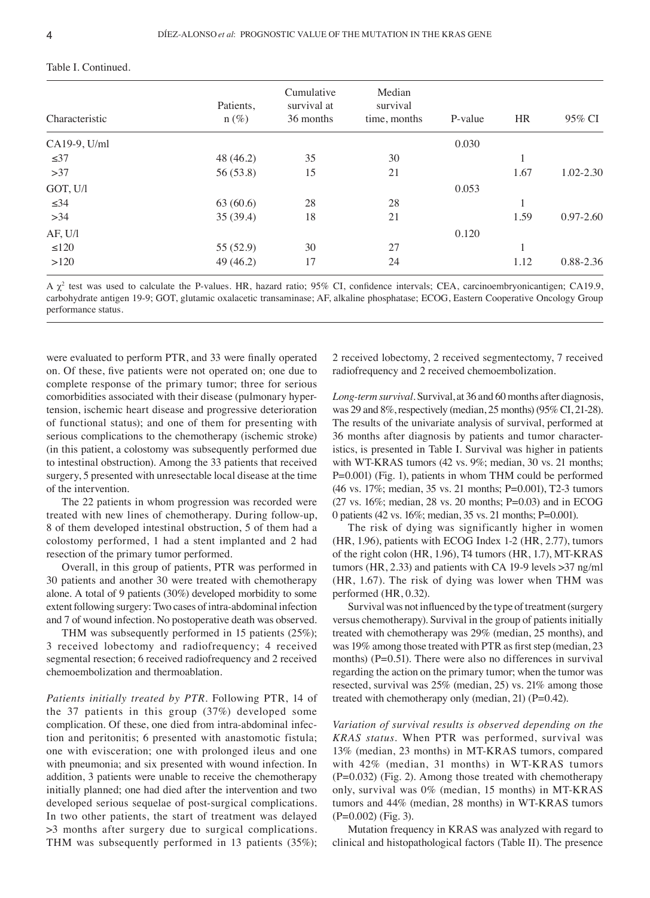Table I. Continued.

| Characteristic | Patients, n (%) | Cumulative survival at 36 months | Median survival time, months | P-value | HR | 95% CI |
|---|---|---|---|---|---|---|
| CA19-9, U/ml | | | | 0.030 | | |
| ≤37 | 48 (46.2) | 35 | 30 | | 1 | |
| >37 | 56 (53.8) | 15 | 21 | | 1.67 | 1.02-2.30 |
| GOT, U/l | | | | 0.053 | | |
| ≤34 | 63 (60.6) | 28 | 28 | | 1 | |
| >34 | 35 (39.4) | 18 | 21 | | 1.59 | 0.97-2.60 |
| AF, U/l | | | | 0.120 | | |
| ≤120 | 55 (52.9) | 30 | 27 | | 1 | |
| >120 | 49 (46.2) | 17 | 24 | | 1.12 | 0.88-2.36 |

A $\chi^2$ test was used to calculate the P-values. HR, hazard ratio; 95% CI, confidence intervals; CEA, carcinoembryonicantigen; CA19.9, carbohydrate antigen 19-9; GOT, glutamic oxalacetic transaminase; AF, alkaline phosphatase; ECOG, Eastern Cooperative Oncology Group performance status.

were evaluated to perform PTR, and 33 were finally operated on. Of these, five patients were not operated on; one due to complete response of the primary tumor; three for serious comorbidities associated with their disease (pulmonary hypertension, ischemic heart disease and progressive deterioration of functional status); and one of them for presenting with serious complications to the chemotherapy (ischemic stroke) (in this patient, a colostomy was subsequently performed due to intestinal obstruction). Among the 33 patients that received surgery, 5 presented with unresectable local disease at the time of the intervention.

The 22 patients in whom progression was recorded were treated with new lines of chemotherapy. During follow-up, 8 of them developed intestinal obstruction, 5 of them had a colostomy performed, 1 had a stent implanted and 2 had resection of the primary tumor performed.

Overall, in this group of patients, PTR was performed in 30 patients and another 30 were treated with chemotherapy alone. A total of 9 patients (30%) developed morbidity to some extent following surgery: Two cases of intra-abdominal infection and 7 of wound infection. No postoperative death was observed.

THM was subsequently performed in 15 patients (25%); 3 received lobectomy and radiofrequency; 4 received segmental resection; 6 received radiofrequency and 2 received chemoembolization and thermoablation.

*Patients initially treated by PTR*. Following PTR, 14 of the 37 patients in this group (37%) developed some complication. Of these, one died from intra-abdominal infection and peritonitis; 6 presented with anastomotic fistula; one with evisceration; one with prolonged ileus and one with pneumonia; and six presented with wound infection. In addition, 3 patients were unable to receive the chemotherapy initially planned; one had died after the intervention and two developed serious sequelae of post-surgical complications. In two other patients, the start of treatment was delayed >3 months after surgery due to surgical complications. THM was subsequently performed in 13 patients (35%); 2 received lobectomy, 2 received segmentectomy, 7 received radiofrequency and 2 received chemoembolization.

*Long-term survival*. Survival, at 36 and 60 months after diagnosis, was 29 and 8%, respectively (median, 25 months) (95% CI, 21-28). The results of the univariate analysis of survival, performed at 36 months after diagnosis by patients and tumor characteristics, is presented in Table I. Survival was higher in patients with WT-KRAS tumors (42 vs. 9%; median, 30 vs. 21 months; P=0.001) (Fig. 1), patients in whom THM could be performed (46 vs. 17%; median, 35 vs. 21 months; P=0.001), T2-3 tumors (27 vs. 16%; median, 28 vs. 20 months; P=0.03) and in ECOG 0 patients (42 vs. 16%; median, 35 vs. 21 months; P=0.001).

The risk of dying was significantly higher in women (HR, 1.96), patients with ECOG Index 1-2 (HR, 2.77), tumors of the right colon (HR, 1.96), T4 tumors (HR, 1.7), MT-KRAS tumors (HR, 2.33) and patients with CA 19-9 levels >37 ng/ml (HR, 1.67). The risk of dying was lower when THM was performed (HR, 0.32).

Survival was not influenced by the type of treatment (surgery versus chemotherapy). Survival in the group of patients initially treated with chemotherapy was 29% (median, 25 months), and was 19% among those treated with PTR as first step (median, 23 months) (P=0.51). There were also no differences in survival regarding the action on the primary tumor; when the tumor was resected, survival was 25% (median, 25) vs. 21% among those treated with chemotherapy only (median, 21) (P=0.42).

*Variation of survival results is observed depending on the KRAS status*. When PTR was performed, survival was 13% (median, 23 months) in MT-KRAS tumors, compared with 42% (median, 31 months) in WT-KRAS tumors (P=0.032) (Fig. 2). Among those treated with chemotherapy only, survival was 0% (median, 15 months) in MT-KRAS tumors and 44% (median, 28 months) in WT-KRAS tumors (P=0.002) (Fig. 3).

Mutation frequency in KRAS was analyzed with regard to clinical and histopathological factors (Table II). The presence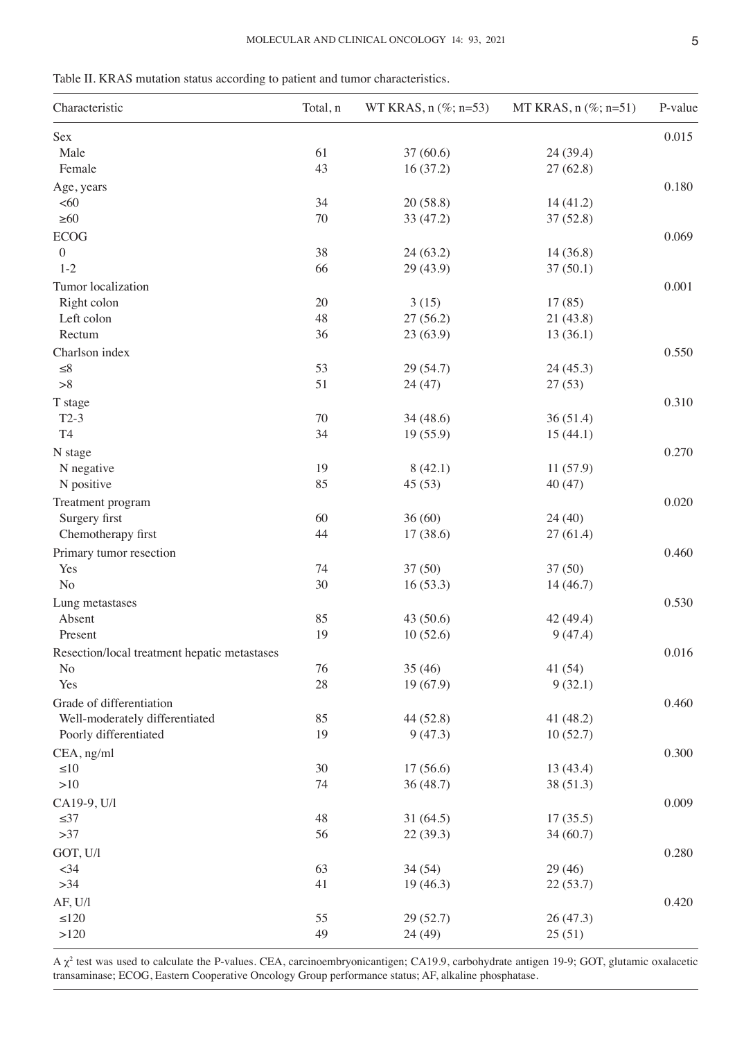Table II. KRAS mutation status according to patient and tumor characteristics.

| Characteristic | Total, n | WT KRAS, n (%; n=53) | MT KRAS, n (%; n=51) | P-value |
|---|---|---|---|---|
| Sex | | | | 0.015 |
| Male | 61 | 37 (60.6) | 24 (39.4) | |
| Female | 43 | 16 (37.2) | 27 (62.8) | |
| Age, years | | | | 0.180 |
| <60 | 34 | 20 (58.8) | 14 (41.2) | |
| ≥60 | 70 | 33 (47.2) | 37 (52.8) | |
| ECOG | | | | 0.069 |
| 0 | 38 | 24 (63.2) | 14 (36.8) | |
| 1-2 | 66 | 29 (43.9) | 37 (50.1) | |
| Tumor localization | | | | 0.001 |
| Right colon | 20 | 3 (15) | 17 (85) | |
| Left colon | 48 | 27 (56.2) | 21 (43.8) | |
| Rectum | 36 | 23 (63.9) | 13 (36.1) | |
| Charlson index | | | | 0.550 |
| ≤8 | 53 | 29 (54.7) | 24 (45.3) | |
| >8 | 51 | 24 (47) | 27 (53) | |
| T stage | | | | 0.310 |
| T2-3 | 70 | 34 (48.6) | 36 (51.4) | |
| T4 | 34 | 19 (55.9) | 15 (44.1) | |
| N stage | | | | 0.270 |
| N negative | 19 | 8 (42.1) | 11 (57.9) | |
| N positive | 85 | 45 (53) | 40 (47) | |
| Treatment program | | | | 0.020 |
| Surgery first | 60 | 36 (60) | 24 (40) | |
| Chemotherapy first | 44 | 17 (38.6) | 27 (61.4) | |
| Primary tumor resection | | | | 0.460 |
| Yes | 74 | 37 (50) | 37 (50) | |
| No | 30 | 16 (53.3) | 14 (46.7) | |
| Lung metastases | | | | 0.530 |
| Absent | 85 | 43 (50.6) | 42 (49.4) | |
| Present | 19 | 10 (52.6) | 9 (47.4) | |
| Resection/local treatment hepatic metastases | | | | 0.016 |
| No | 76 | 35 (46) | 41 (54) | |
| Yes | 28 | 19 (67.9) | 9 (32.1) | |
| Grade of differentiation | | | | 0.460 |
| Well-moderately differentiated | 85 | 44 (52.8) | 41 (48.2) | |
| Poorly differentiated | 19 | 9 (47.3) | 10 (52.7) | |
| CEA, ng/ml | | | | 0.300 |
| ≤10 | 30 | 17 (56.6) | 13 (43.4) | |
| >10 | 74 | 36 (48.7) | 38 (51.3) | |
| CA19-9, U/l | | | | 0.009 |
| ≤37 | 48 | 31 (64.5) | 17 (35.5) | |
| >37 | 56 | 22 (39.3) | 34 (60.7) | |
| GOT, U/l | | | | 0.280 |
| <34 | 63 | 34 (54) | 29 (46) | |
| >34 | 41 | 19 (46.3) | 22 (53.7) | |
| AF, U/l | | | | 0.420 |
| ≤120 | 55 | 29 (52.7) | 26 (47.3) | |
| >120 | 49 | 24 (49) | 25 (51) | |

A $\chi^2$ test was used to calculate the P-values. CEA, carcinoembryonicantigen; CA19.9, carbohydrate antigen 19-9; GOT, glutamic oxalacetic transaminase; ECOG, Eastern Cooperative Oncology Group performance status; AF, alkaline phosphatase.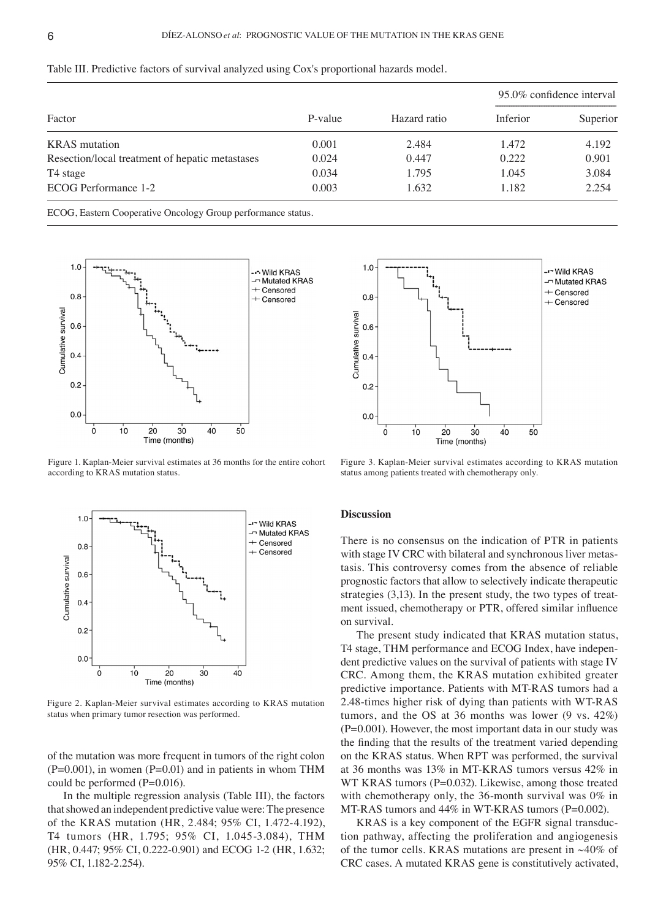Table III. Predictive factors of survival analyzed using Cox's proportional hazards model.

| Factor | P-value | Hazard ratio | 95.0% confidence interval | |
|---|---|---|---|---|
| | | | Inferior | Superior |
| KRAS mutation | 0.001 | 2.484 | 1.472 | 4.192 |
| Resection/local treatment of hepatic metastases | 0.024 | 0.447 | 0.222 | 0.901 |
| T4 stage | 0.034 | 1.795 | 1.045 | 3.084 |
| ECOG Performance 1-2 | 0.003 | 1.632 | 1.182 | 2.254 |

ECOG, Eastern Cooperative Oncology Group performance status.

Cumulative survival
Time (months)
Wild KRAS
Mutated KRAS
Censored
Censored

Figure 1. Kaplan-Meier survival estimates at 36 months for the entire cohort according to KRAS mutation status.

Cumulative survival
Time (months)
Wild KRAS
Mutated KRAS
Censored
Censored

Figure 2. Kaplan-Meier survival estimates according to KRAS mutation status when primary tumor resection was performed.

of the mutation was more frequent in tumors of the right colon (P=0.001), in women (P=0.01) and in patients in whom THM could be performed (P=0.016).

In the multiple regression analysis (Table III), the factors that showed an independent predictive value were: The presence of the KRAS mutation (HR, 2.484; 95% CI, 1.472-4.192), T4 tumors (HR, 1.795; 95% CI, 1.045-3.084), THM (HR, 0.447; 95% CI, 0.222-0.901) and ECOG 1-2 (HR, 1.632; 95% CI, 1.182-2.254).

Cumulative survival
Time (months)
Wild KRAS
Mutated KRAS
Censored
Censored

Figure 3. Kaplan-Meier survival estimates according to KRAS mutation status among patients treated with chemotherapy only.

## Discussion

There is no consensus on the indication of PTR in patients with stage IV CRC with bilateral and synchronous liver metastasis. This controversy comes from the absence of reliable prognostic factors that allow to selectively indicate therapeutic strategies (3,13). In the present study, the two types of treatment issued, chemotherapy or PTR, offered similar influence on survival.

The present study indicated that KRAS mutation status, T4 stage, THM performance and ECOG Index, have independent predictive values on the survival of patients with stage IV CRC. Among them, the KRAS mutation exhibited greater predictive importance. Patients with MT-RAS tumors had a 2.48-times higher risk of dying than patients with WT-RAS tumors, and the OS at 36 months was lower (9 vs. 42%) (P=0.001). However, the most important data in our study was the finding that the results of the treatment varied depending on the KRAS status. When RPT was performed, the survival at 36 months was 13% in MT-KRAS tumors versus 42% in WT KRAS tumors (P=0.032). Likewise, among those treated with chemotherapy only, the 36-month survival was 0% in MT-RAS tumors and 44% in WT-KRAS tumors (P=0.002).

KRAS is a key component of the EGFR signal transduction pathway, affecting the proliferation and angiogenesis of the tumor cells. KRAS mutations are present in ~40% of CRC cases. A mutated KRAS gene is constitutively activated,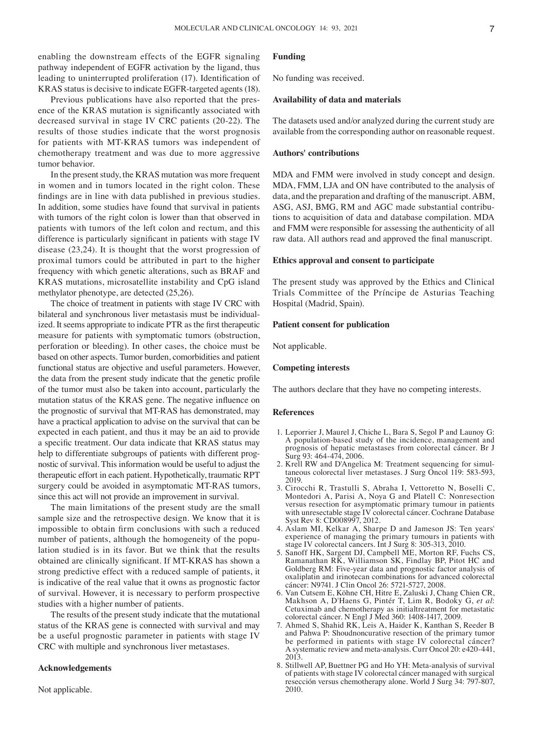enabling the downstream effects of the EGFR signaling pathway independent of EGFR activation by the ligand, thus leading to uninterrupted proliferation (17). Identification of KRAS status is decisive to indicate EGFR-targeted agents (18).

Previous publications have also reported that the presence of the KRAS mutation is significantly associated with decreased survival in stage IV CRC patients (20-22). The results of those studies indicate that the worst prognosis for patients with MT-KRAS tumors was independent of chemotherapy treatment and was due to more aggressive tumor behavior.

In the present study, the KRAS mutation was more frequent in women and in tumors located in the right colon. These findings are in line with data published in previous studies. In addition, some studies have found that survival in patients with tumors of the right colon is lower than that observed in patients with tumors of the left colon and rectum, and this difference is particularly significant in patients with stage IV disease (23,24). It is thought that the worst progression of proximal tumors could be attributed in part to the higher frequency with which genetic alterations, such as BRAF and KRAS mutations, microsatellite instability and CpG island methylator phenotype, are detected (25,26).

The choice of treatment in patients with stage IV CRC with bilateral and synchronous liver metastasis must be individualized. It seems appropriate to indicate PTR as the first therapeutic measure for patients with symptomatic tumors (obstruction, perforation or bleeding). In other cases, the choice must be based on other aspects. Tumor burden, comorbidities and patient functional status are objective and useful parameters. However, the data from the present study indicate that the genetic profile of the tumor must also be taken into account, particularly the mutation status of the KRAS gene. The negative influence on the prognostic of survival that MT-RAS has demonstrated, may have a practical application to advise on the survival that can be expected in each patient, and thus it may be an aid to provide a specific treatment. Our data indicate that KRAS status may help to differentiate subgroups of patients with different prognostic of survival. This information would be useful to adjust the therapeutic effort in each patient. Hypothetically, traumatic RPT surgery could be avoided in asymptomatic MT-RAS tumors, since this act will not provide an improvement in survival.

The main limitations of the present study are the small sample size and the retrospective design. We know that it is impossible to obtain firm conclusions with such a reduced number of patients, although the homogeneity of the population studied is in its favor. But we think that the results obtained are clinically significant. If MT-KRAS has shown a strong predictive effect with a reduced sample of patients, it is indicative of the real value that it owns as prognostic factor of survival. However, it is necessary to perform prospective studies with a higher number of patients.

The results of the present study indicate that the mutational status of the KRAS gene is connected with survival and may be a useful prognostic parameter in patients with stage IV CRC with multiple and synchronous liver metastases.

## Acknowledgements

Not applicable.

## Funding

No funding was received.

## Availability of data and materials

The datasets used and/or analyzed during the current study are available from the corresponding author on reasonable request.

## Authors' contributions

MDA and FMM were involved in study concept and design. MDA, FMM, LJA and ON have contributed to the analysis of data, and the preparation and drafting of the manuscript. ABM, ASG, ASJ, BMG, RM and AGC made substantial contributions to acquisition of data and database compilation. MDA and FMM were responsible for assessing the authenticity of all raw data. All authors read and approved the final manuscript.

## Ethics approval and consent to participate

The present study was approved by the Ethics and Clinical Trials Committee of the Príncipe de Asturias Teaching Hospital (Madrid, Spain).

## Patient consent for publication

Not applicable.

## Competing interests

The authors declare that they have no competing interests.

## References

1. Leporrier J, Maurel J, Chiche L, Bara S, Segol P and Launoy G: A population-based study of the incidence, management and prognosis of hepatic metastases from colorectal cáncer. Br J Surg 93: 464-474, 2006.
2. Krell RW and D'Angelica M: Treatment sequencing for simultaneous colorectal liver metastases. J Surg Oncol 119: 583-593, 2019.
3. Cirocchi R, Trastulli S, Abraha I, Vettoretto N, Boselli C, Montedori A, Parisi A, Noya G and Platell C: Nonresection versus resection for asymptomatic primary tumour in patients with unresectable stage IV colorectal cáncer. Cochrane Database Syst Rev 8: CD008997, 2012.
4. Aslam MI, Kelkar A, Sharpe D and Jameson JS: Ten years' experience of managing the primary tumours in patients with stage IV colorectal cancers. Int J Surg 8: 305-313, 2010.
5. Sanoff HK, Sargent DJ, Campbell ME, Morton RF, Fuchs CS, Ramanathan RK, Williamson SK, Findlay BP, Pitot HC and Goldberg RM: Five-year data and prognostic factor analysis of oxaliplatin and irinotecan combinations for advanced colorectal cáncer: N9741. J Clin Oncol 26: 5721-5727, 2008.
6. Van Cutsem E, Köhne CH, Hitre E, Zaluski J, Chang Chien CR, Makhson A, D'Haens G, Pintér T, Lim R, Bodoky G, *et al*: Cetuximab and chemotherapy as initialtreatment for metastatic colorectal cáncer. N Engl J Med 360: 1408-1417, 2009.
7. Ahmed S, Shahid RK, Leis A, Haider K, Kanthan S, Reeder B and Pahwa P: Shoudnoncurative resection of the primary tumor be performed in patients with stage IV colorectal cáncer? A systematic review and meta-analysis. Curr Oncol 20: e420-441, 2013.
8. Stillwell AP, Buettner PG and Ho YH: Meta-analysis of survival of patients with stage IV colorectal cáncer managed with surgical resección versus chemotherapy alone. World J Surg 34: 797-807, 2010.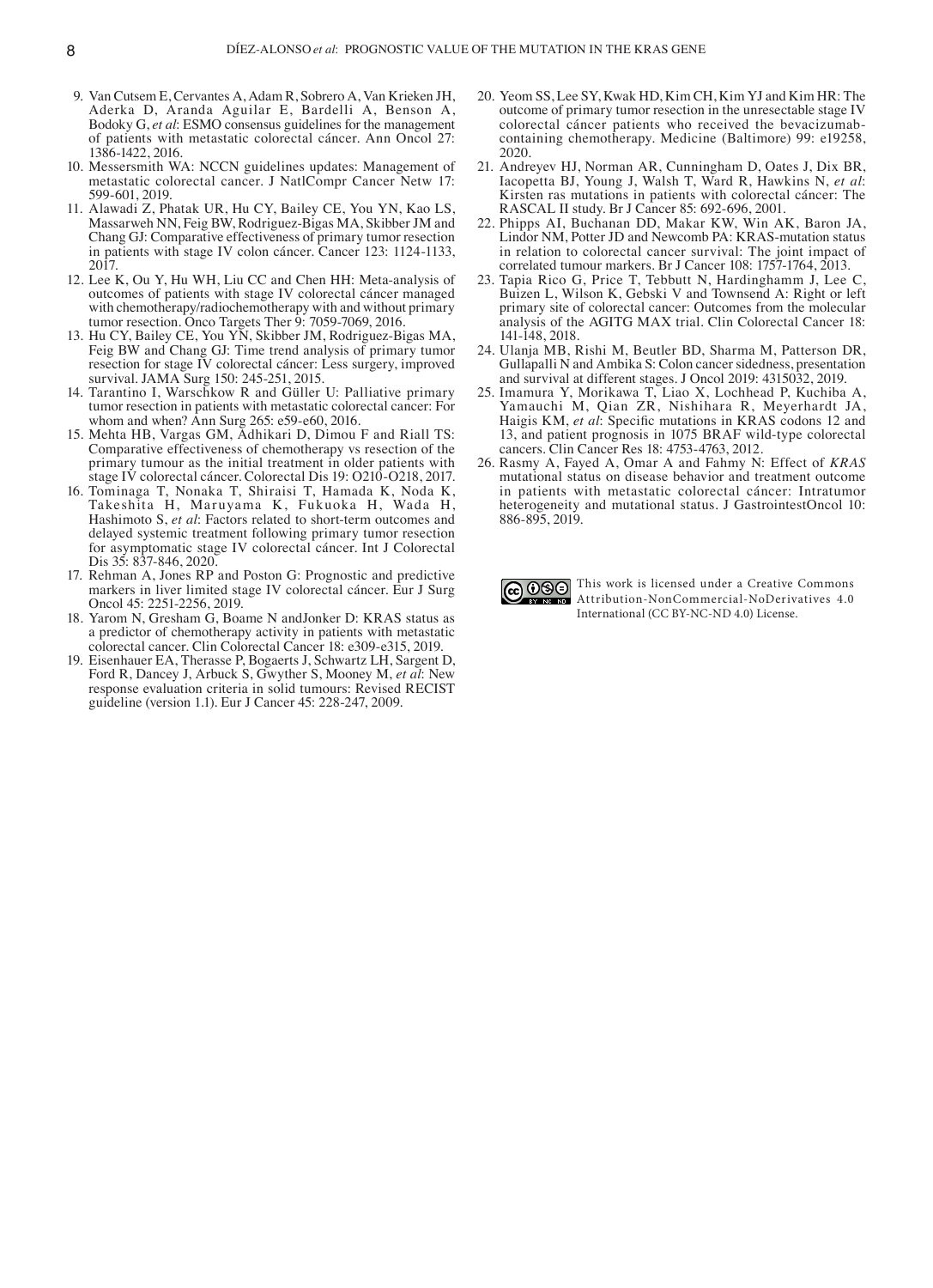9. Van Cutsem E, Cervantes A, Adam R, Sobrero A, Van Krieken JH, Aderka D, Aranda Aguilar E, Bardelli A, Benson A, Bodoky G, *et al*: ESMO consensus guidelines for the management of patients with metastatic colorectal cáncer. Ann Oncol 27: 1386-1422, 2016.
10. Messersmith WA: NCCN guidelines updates: Management of metastatic colorectal cancer. J NatlCompr Cancer Netw 17: 599-601, 2019.
11. Alawadi Z, Phatak UR, Hu CY, Bailey CE, You YN, Kao LS, Massarweh NN, Feig BW, Rodriguez-Bigas MA, Skibber JM and Chang GJ: Comparative effectiveness of primary tumor resection in patients with stage IV colon cáncer. Cancer 123: 1124-1133, 2017.
12. Lee K, Ou Y, Hu WH, Liu CC and Chen HH: Meta-analysis of outcomes of patients with stage IV colorectal cáncer managed with chemotherapy/radiochemotherapy with and without primary tumor resection. Onco Targets Ther 9: 7059-7069, 2016.
13. Hu CY, Bailey CE, You YN, Skibber JM, Rodriguez-Bigas MA, Feig BW and Chang GJ: Time trend analysis of primary tumor resection for stage IV colorectal cáncer: Less surgery, improved survival. JAMA Surg 150: 245-251, 2015.
14. Tarantino I, Warschkow R and Güller U: Palliative primary tumor resection in patients with metastatic colorectal cancer: For whom and when? Ann Surg 265: e59-e60, 2016.
15. Mehta HB, Vargas GM, Adhikari D, Dimou F and Riall TS: Comparative effectiveness of chemotherapy vs resection of the primary tumour as the initial treatment in older patients with stage IV colorectal cáncer. Colorectal Dis 19: O210-O218, 2017.
16. Tominaga T, Nonaka T, Shiraisi T, Hamada K, Noda K, Takeshita H, Maruyama K, Fukuoka H, Wada H, Hashimoto S, *et al*: Factors related to short-term outcomes and delayed systemic treatment following primary tumor resection for asymptomatic stage IV colorectal cáncer. Int J Colorectal Dis 35: 837-846, 2020.
17. Rehman A, Jones RP and Poston G: Prognostic and predictive markers in liver limited stage IV colorectal cáncer. Eur J Surg Oncol 45: 2251-2256, 2019.
18. Yarom N, Gresham G, Boame N andJonker D: KRAS status as a predictor of chemotherapy activity in patients with metastatic colorectal cancer. Clin Colorectal Cancer 18: e309-e315, 2019.
19. Eisenhauer EA, Therasse P, Bogaerts J, Schwartz LH, Sargent D, Ford R, Dancey J, Arbuck S, Gwyther S, Mooney M, *et al*: New response evaluation criteria in solid tumours: Revised RECIST guideline (version 1.1). Eur J Cancer 45: 228-247, 2009.
20. Yeom SS, Lee SY, Kwak HD, Kim CH, Kim YJ and Kim HR: The outcome of primary tumor resection in the unresectable stage IV colorectal cáncer patients who received the bevacizumab-containing chemotherapy. Medicine (Baltimore) 99: e19258, 2020.
21. Andreyev HJ, Norman AR, Cunningham D, Oates J, Dix BR, Iacopetta BJ, Young J, Walsh T, Ward R, Hawkins N, *et al*: Kirsten ras mutations in patients with colorectal cáncer: The RASCAL II study. Br J Cancer 85: 692-696, 2001.
22. Phipps AI, Buchanan DD, Makar KW, Win AK, Baron JA, Lindor NM, Potter JD and Newcomb PA: KRAS-mutation status in relation to colorectal cancer survival: The joint impact of correlated tumour markers. Br J Cancer 108: 1757-1764, 2013.
23. Tapia Rico G, Price T, Tebbutt N, Hardinghamm J, Lee C, Buizen L, Wilson K, Gebski V and Townsend A: Right or left primary site of colorectal cancer: Outcomes from the molecular analysis of the AGITG MAX trial. Clin Colorectal Cancer 18: 141-148, 2018.
24. Ulanja MB, Rishi M, Beutler BD, Sharma M, Patterson DR, Gullapalli N and Ambika S: Colon cancer sidedness, presentation and survival at different stages. J Oncol 2019: 4315032, 2019.
25. Imamura Y, Morikawa T, Liao X, Lochhead P, Kuchiba A, Yamauchi M, Qian ZR, Nishihara R, Meyerhardt JA, Haigis KM, *et al*: Specific mutations in KRAS codons 12 and 13, and patient prognosis in 1075 BRAF wild-type colorectal cancers. Clin Cancer Res 18: 4753-4763, 2012.
26. Rasmy A, Fayed A, Omar A and Fahmy N: Effect of *KRAS* mutational status on disease behavior and treatment outcome in patients with metastatic colorectal cáncer: Intratumor heterogeneity and mutational status. J GastrointestOncol 10: 886-895, 2019.

This work is licensed under a Creative Commons Attribution-NonCommercial-NoDerivatives 4.0 International (CC BY-NC-ND 4.0) License.